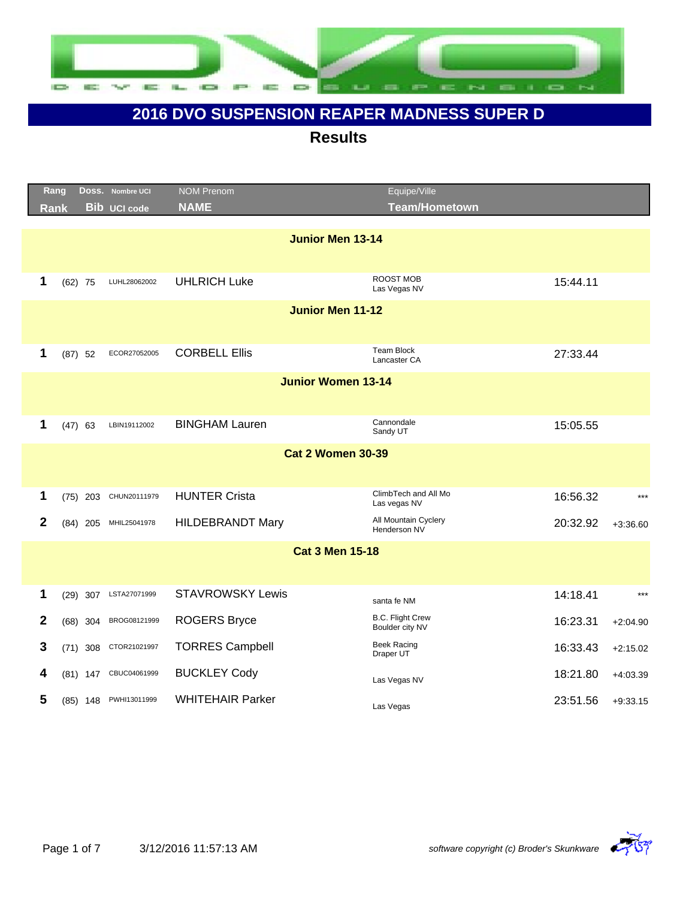# 2016 DVO SUSPENSION REAPER MADNESS SUPER D

## Results

| Rang / Rank | | Doss. / Bib | Nombre UCI / UCI code | NOM Prenom / NAME | Equipe/Ville / Team/Hometown | | |
|---|---|---|---|---|---|---|---|
| **Junior Men 13-14** | | | | | | | |
| 1 | (62) | 75 | LUHL28062002 | UHLRICH Luke | ROOST MOB Las Vegas NV | 15:44.11 | |
| **Junior Men 11-12** | | | | | | | |
| 1 | (87) | 52 | ECOR27052005 | CORBELL Ellis | Team Block Lancaster CA | 27:33.44 | |
| **Junior Women 13-14** | | | | | | | |
| 1 | (47) | 63 | LBIN19112002 | BINGHAM Lauren | Cannondale Sandy UT | 15:05.55 | |
| **Cat 2 Women 30-39** | | | | | | | |
| 1 | (75) | 203 | CHUN20111979 | HUNTER Crista | ClimbTech and All Mo Las vegas NV | 16:56.32 | *** |
| 2 | (84) | 205 | MHIL25041978 | HILDEBRANDT Mary | All Mountain Cyclery Henderson NV | 20:32.92 | +3:36.60 |
| **Cat 3 Men 15-18** | | | | | | | |
| 1 | (29) | 307 | LSTA27071999 | STAVROWSKY Lewis | santa fe NM | 14:18.41 | *** |
| 2 | (68) | 304 | BROG08121999 | ROGERS Bryce | B.C. Flight Crew Boulder city NV | 16:23.31 | +2:04.90 |
| 3 | (71) | 308 | CTOR21021997 | TORRES Campbell | Beek Racing Draper UT | 16:33.43 | +2:15.02 |
| 4 | (81) | 147 | CBUC04061999 | BUCKLEY Cody | Las Vegas NV | 18:21.80 | +4:03.39 |
| 5 | (85) | 148 | PWHI13011999 | WHITEHAIR Parker | Las Vegas | 23:51.56 | +9:33.15 |

3/12/2016 11:57:13 AM

*software copyright (c) Broder's Skunkware*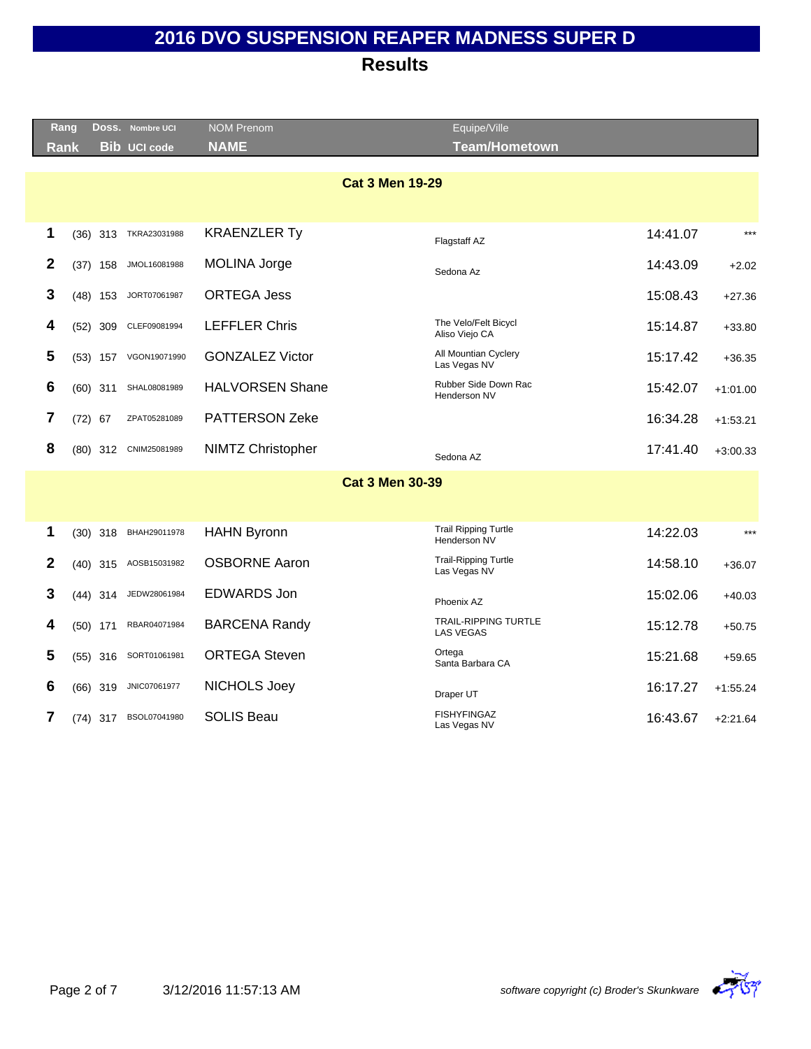# 2016 DVO SUSPENSION REAPER MADNESS SUPER D

## Results

| Rang / Rank | | Doss. / Bib | Nombre UCI / UCI code | NOM Prenom / NAME | Equipe/Ville / Team/Hometown | | |
|---|---|---|---|---|---|---|---|
| **Cat 3 Men 19-29** | | | | | | | |
| **1** | (36) | 313 | TKRA23031988 | KRAENZLER Ty | Flagstaff AZ | 14:41.07 | *** |
| **2** | (37) | 158 | JMOL16081988 | MOLINA Jorge | Sedona Az | 14:43.09 | +2.02 |
| **3** | (48) | 153 | JORT07061987 | ORTEGA Jess | | 15:08.43 | +27.36 |
| **4** | (52) | 309 | CLEF09081994 | LEFFLER Chris | The Velo/Felt Bicycl<br>Aliso Viejo CA | 15:14.87 | +33.80 |
| **5** | (53) | 157 | VGON19071990 | GONZALEZ Victor | All Mountian Cyclery<br>Las Vegas NV | 15:17.42 | +36.35 |
| **6** | (60) | 311 | SHAL08081989 | HALVORSEN Shane | Rubber Side Down Rac<br>Henderson NV | 15:42.07 | +1:01.00 |
| **7** | (72) | 67 | ZPAT05281089 | PATTERSON Zeke | | 16:34.28 | +1:53.21 |
| **8** | (80) | 312 | CNIM25081989 | NIMTZ Christopher | Sedona AZ | 17:41.40 | +3:00.33 |
| **Cat 3 Men 30-39** | | | | | | | |
| **1** | (30) | 318 | BHAH29011978 | HAHN Byronn | Trail Ripping Turtle<br>Henderson NV | 14:22.03 | *** |
| **2** | (40) | 315 | AOSB15031982 | OSBORNE Aaron | Trail-Ripping Turtle<br>Las Vegas NV | 14:58.10 | +36.07 |
| **3** | (44) | 314 | JEDW28061984 | EDWARDS Jon | Phoenix AZ | 15:02.06 | +40.03 |
| **4** | (50) | 171 | RBAR04071984 | BARCENA Randy | TRAIL-RIPPING TURTLE<br>LAS VEGAS | 15:12.78 | +50.75 |
| **5** | (55) | 316 | SORT01061981 | ORTEGA Steven | Ortega<br>Santa Barbara CA | 15:21.68 | +59.65 |
| **6** | (66) | 319 | JNIC07061977 | NICHOLS Joey | Draper UT | 16:17.27 | +1:55.24 |
| **7** | (74) | 317 | BSOL07041980 | SOLIS Beau | FISHYFINGAZ<br>Las Vegas NV | 16:43.67 | +2:21.64 |

3/12/2016 11:57:13 AM

*software copyright (c) Broder's Skunkware*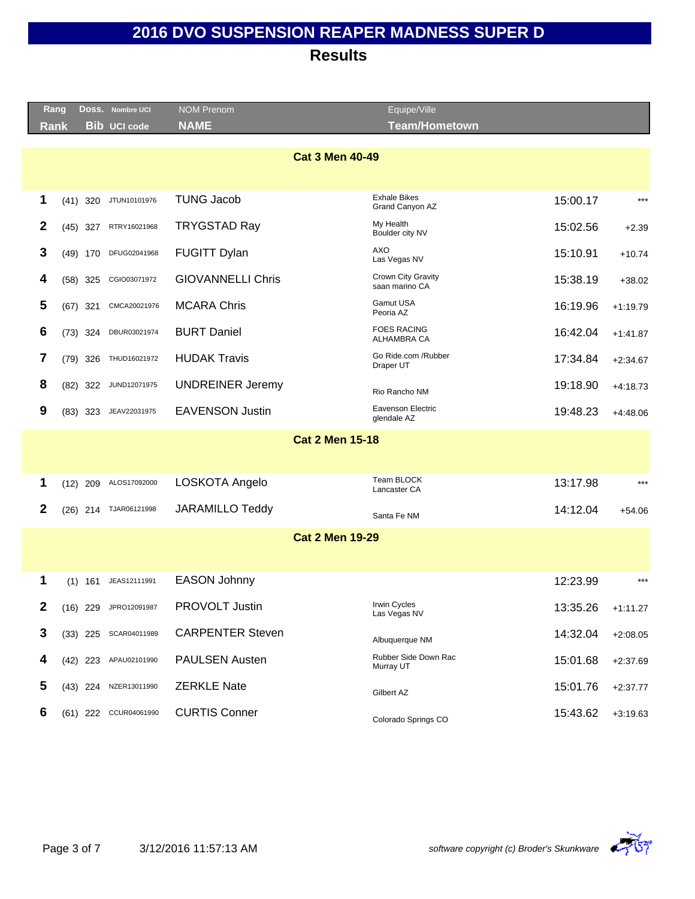# 2016 DVO SUSPENSION REAPER MADNESS SUPER D

## Results

| Rang<br>Rank | | Doss.<br>Bib | Nombre UCI<br>UCI code | NOM Prenom<br>NAME | Equipe/Ville<br>Team/Hometown | | |
|---|---|---|---|---|---|---|---|
| **Cat 3 Men 40-49** | | | | | | | |
| 1 | (41) | 320 | JTUN10101976 | TUNG Jacob | Exhale Bikes<br>Grand Canyon AZ | 15:00.17 | *** |
| 2 | (45) | 327 | RTRY16021968 | TRYGSTAD Ray | My Health<br>Boulder city NV | 15:02.56 | +2.39 |
| 3 | (49) | 170 | DFUG02041968 | FUGITT Dylan | AXO<br>Las Vegas NV | 15:10.91 | +10.74 |
| 4 | (58) | 325 | CGIO03071972 | GIOVANNELLI Chris | Crown City Gravity<br>saan marino CA | 15:38.19 | +38.02 |
| 5 | (67) | 321 | CMCA20021976 | MCARA Chris | Gamut USA<br>Peoria AZ | 16:19.96 | +1:19.79 |
| 6 | (73) | 324 | DBUR03021974 | BURT Daniel | FOES RACING<br>ALHAMBRA CA | 16:42.04 | +1:41.87 |
| 7 | (79) | 326 | THUD16021972 | HUDAK Travis | Go Ride.com /Rubber<br>Draper UT | 17:34.84 | +2:34.67 |
| 8 | (82) | 322 | JUND12071975 | UNDREINER Jeremy | Rio Rancho NM | 19:18.90 | +4:18.73 |
| 9 | (83) | 323 | JEAV22031975 | EAVENSON Justin | Eavenson Electric<br>glendale AZ | 19:48.23 | +4:48.06 |
| **Cat 2 Men 15-18** | | | | | | | |
| 1 | (12) | 209 | ALOS17092000 | LOSKOTA Angelo | Team BLOCK<br>Lancaster CA | 13:17.98 | *** |
| 2 | (26) | 214 | TJAR06121998 | JARAMILLO Teddy | Santa Fe NM | 14:12.04 | +54.06 |
| **Cat 2 Men 19-29** | | | | | | | |
| 1 | (1) | 161 | JEAS12111991 | EASON Johnny | | 12:23.99 | *** |
| 2 | (16) | 229 | JPRO12091987 | PROVOLT Justin | Irwin Cycles<br>Las Vegas NV | 13:35.26 | +1:11.27 |
| 3 | (33) | 225 | SCAR04011989 | CARPENTER Steven | Albuquerque NM | 14:32.04 | +2:08.05 |
| 4 | (42) | 223 | APAU02101990 | PAULSEN Austen | Rubber Side Down Rac<br>Murray UT | 15:01.68 | +2:37.69 |
| 5 | (43) | 224 | NZER13011990 | ZERKLE Nate | Gilbert AZ | 15:01.76 | +2:37.77 |
| 6 | (61) | 222 | CCUR04061990 | CURTIS Conner | Colorado Springs CO | 15:43.62 | +3:19.63 |

3/12/2016 11:57:13 AM

*software copyright (c) Broder's Skunkware*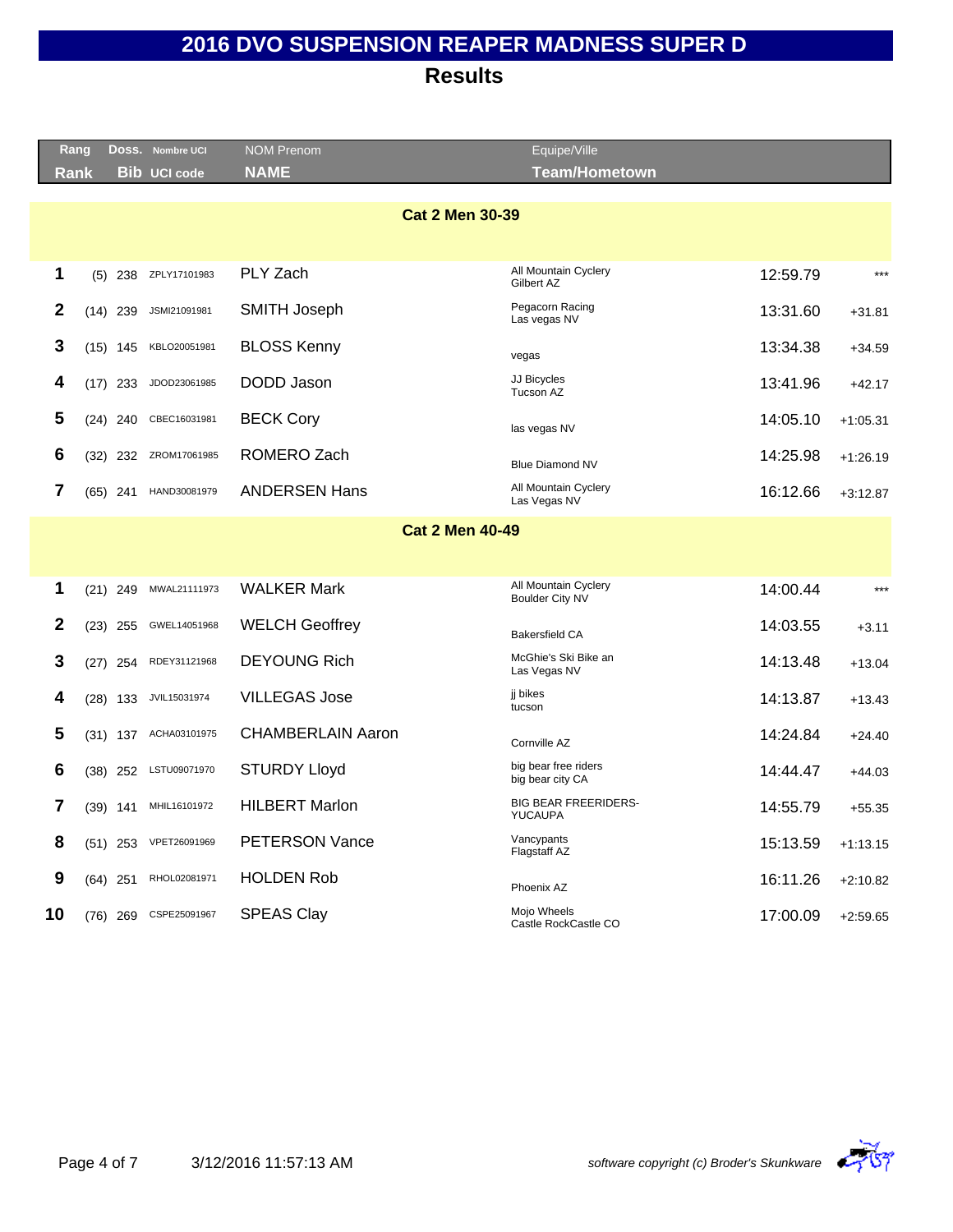# 2016 DVO SUSPENSION REAPER MADNESS SUPER D

## Results

| Rang / Rank | | Doss. / Bib | Nombre UCI / UCI code | NOM Prenom / NAME | Equipe/Ville / Team/Hometown | | |
|---|---|---|---|---|---|---|---|
| **Cat 2 Men 30-39** | | | | | | | |
| **1** | (5) | 238 | ZPLY17101983 | PLY Zach | All Mountain Cyclery Gilbert AZ | 12:59.79 | *** |
| **2** | (14) | 239 | JSMI21091981 | SMITH Joseph | Pegacorn Racing Las vegas NV | 13:31.60 | +31.81 |
| **3** | (15) | 145 | KBLO20051981 | BLOSS Kenny | vegas | 13:34.38 | +34.59 |
| **4** | (17) | 233 | JDOD23061985 | DODD Jason | JJ Bicycles Tucson AZ | 13:41.96 | +42.17 |
| **5** | (24) | 240 | CBEC16031981 | BECK Cory | las vegas NV | 14:05.10 | +1:05.31 |
| **6** | (32) | 232 | ZROM17061985 | ROMERO Zach | Blue Diamond NV | 14:25.98 | +1:26.19 |
| **7** | (65) | 241 | HAND30081979 | ANDERSEN Hans | All Mountain Cyclery Las Vegas NV | 16:12.66 | +3:12.87 |
| **Cat 2 Men 40-49** | | | | | | | |
| **1** | (21) | 249 | MWAL21111973 | WALKER Mark | All Mountain Cyclery Boulder City NV | 14:00.44 | *** |
| **2** | (23) | 255 | GWEL14051968 | WELCH Geoffrey | Bakersfield CA | 14:03.55 | +3.11 |
| **3** | (27) | 254 | RDEY31121968 | DEYOUNG Rich | McGhie's Ski Bike an Las Vegas NV | 14:13.48 | +13.04 |
| **4** | (28) | 133 | JVIL15031974 | VILLEGAS Jose | jj bikes tucson | 14:13.87 | +13.43 |
| **5** | (31) | 137 | ACHA03101975 | CHAMBERLAIN Aaron | Cornville AZ | 14:24.84 | +24.40 |
| **6** | (38) | 252 | LSTU09071970 | STURDY Lloyd | big bear free riders big bear city CA | 14:44.47 | +44.03 |
| **7** | (39) | 141 | MHIL16101972 | HILBERT Marlon | BIG BEAR FREERIDERS-YUCAUPA | 14:55.79 | +55.35 |
| **8** | (51) | 253 | VPET26091969 | PETERSON Vance | Vancypants Flagstaff AZ | 15:13.59 | +1:13.15 |
| **9** | (64) | 251 | RHOL02081971 | HOLDEN Rob | Phoenix AZ | 16:11.26 | +2:10.82 |
| **10** | (76) | 269 | CSPE25091967 | SPEAS Clay | Mojo Wheels Castle RockCastle CO | 17:00.09 | +2:59.65 |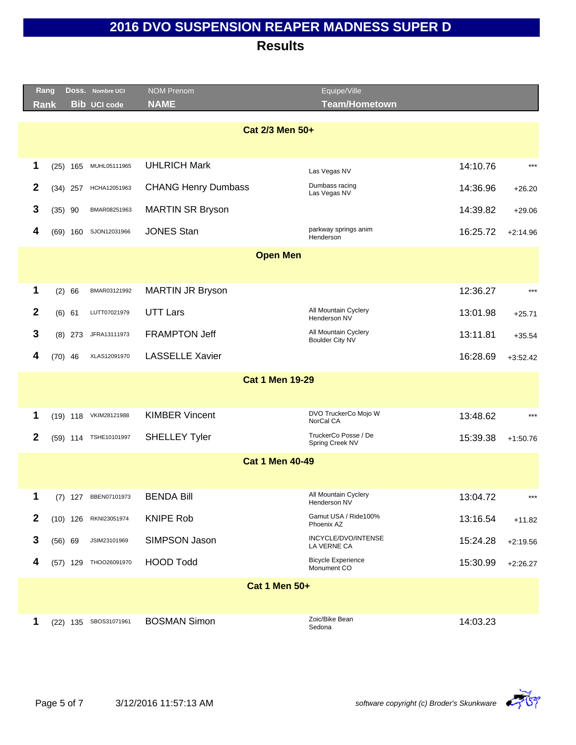# 2016 DVO SUSPENSION REAPER MADNESS SUPER D

## Results

| Rang Rank | | Doss. Bib | Nombre UCI UCI code | NOM Prenom NAME | Equipe/Ville Team/Hometown | | |
|---|---|---|---|---|---|---|---|
| **Cat 2/3 Men 50+** | | | | | | | |
| 1 | (25) | 165 | MUHL05111965 | UHLRICH Mark | Las Vegas NV | 14:10.76 | *** |
| 2 | (34) | 257 | HCHA12051963 | CHANG Henry Dumbass | Dumbass racing Las Vegas NV | 14:36.96 | +26.20 |
| 3 | (35) | 90 | BMAR08251963 | MARTIN SR Bryson | | 14:39.82 | +29.06 |
| 4 | (69) | 160 | SJON12031966 | JONES Stan | parkway springs anim Henderson | 16:25.72 | +2:14.96 |
| **Open Men** | | | | | | | |
| 1 | (2) | 66 | BMAR03121992 | MARTIN JR Bryson | | 12:36.27 | *** |
| 2 | (6) | 61 | LUTT07021979 | UTT Lars | All Mountain Cyclery Henderson NV | 13:01.98 | +25.71 |
| 3 | (8) | 273 | JFRA13111973 | FRAMPTON Jeff | All Mountain Cyclery Boulder City NV | 13:11.81 | +35.54 |
| 4 | (70) | 46 | XLAS12091970 | LASSELLE Xavier | | 16:28.69 | +3:52.42 |
| **Cat 1 Men 19-29** | | | | | | | |
| 1 | (19) | 118 | VKIM28121988 | KIMBER Vincent | DVO TruckerCo Mojo W NorCal CA | 13:48.62 | *** |
| 2 | (59) | 114 | TSHE10101997 | SHELLEY Tyler | TruckerCo Posse / De Spring Creek NV | 15:39.38 | +1:50.76 |
| **Cat 1 Men 40-49** | | | | | | | |
| 1 | (7) | 127 | BBEN07101973 | BENDA Bill | All Mountain Cyclery Henderson NV | 13:04.72 | *** |
| 2 | (10) | 126 | RKNI23051974 | KNIPE Rob | Gamut USA / Ride100% Phoenix AZ | 13:16.54 | +11.82 |
| 3 | (56) | 69 | JSIM23101969 | SIMPSON Jason | INCYCLE/DVO/INTENSE LA VERNE CA | 15:24.28 | +2:19.56 |
| 4 | (57) | 129 | THOO26091970 | HOOD Todd | Bicycle Experience Monument CO | 15:30.99 | +2:26.27 |
| **Cat 1 Men 50+** | | | | | | | |
| 1 | (22) | 135 | SBOS31071961 | BOSMAN Simon | Zoic/Bike Bean Sedona | 14:03.23 | |

*software copyright (c) Broder's Skunkware*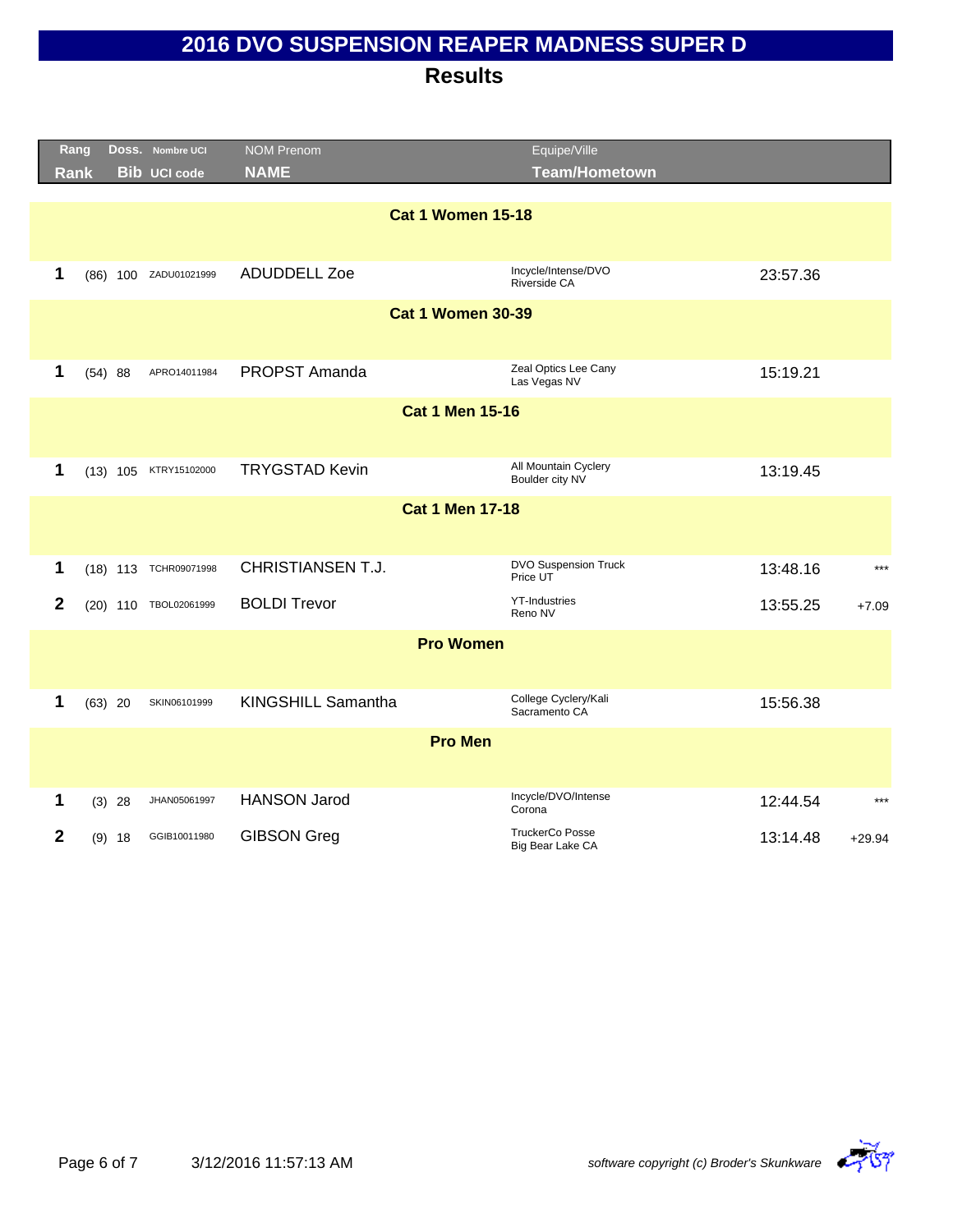# 2016 DVO SUSPENSION REAPER MADNESS SUPER D

## Results

| Rang<br>Rank | Doss.<br>Bib | Nombre UCI<br>UCI code | NOM Prenom<br>NAME | Equipe/Ville<br>Team/Hometown | | |
|---|---|---|---|---|---|---|
| **Cat 1 Women 15-18** | | | | | | |
| **1** | (86) 100 | ZADU01021999 | ADUDDELL Zoe | Incycle/Intense/DVO<br>Riverside CA | 23:57.36 | |
| **Cat 1 Women 30-39** | | | | | | |
| **1** | (54) 88 | APRO14011984 | PROPST Amanda | Zeal Optics Lee Cany<br>Las Vegas NV | 15:19.21 | |
| **Cat 1 Men 15-16** | | | | | | |
| **1** | (13) 105 | KTRY15102000 | TRYGSTAD Kevin | All Mountain Cyclery<br>Boulder city NV | 13:19.45 | |
| **Cat 1 Men 17-18** | | | | | | |
| **1** | (18) 113 | TCHR09071998 | CHRISTIANSEN T.J. | DVO Suspension Truck<br>Price UT | 13:48.16 | *** |
| **2** | (20) 110 | TBOL02061999 | BOLDI Trevor | YT-Industries<br>Reno NV | 13:55.25 | +7.09 |
| **Pro Women** | | | | | | |
| **1** | (63) 20 | SKIN06101999 | KINGSHILL Samantha | College Cyclery/Kali<br>Sacramento CA | 15:56.38 | |
| **Pro Men** | | | | | | |
| **1** | (3) 28 | JHAN05061997 | HANSON Jarod | Incycle/DVO/Intense<br>Corona | 12:44.54 | *** |
| **2** | (9) 18 | GGIB10011980 | GIBSON Greg | TruckerCo Posse<br>Big Bear Lake CA | 13:14.48 | +29.94 |

3/12/2016 11:57:13 AM

*software copyright (c) Broder's Skunkware*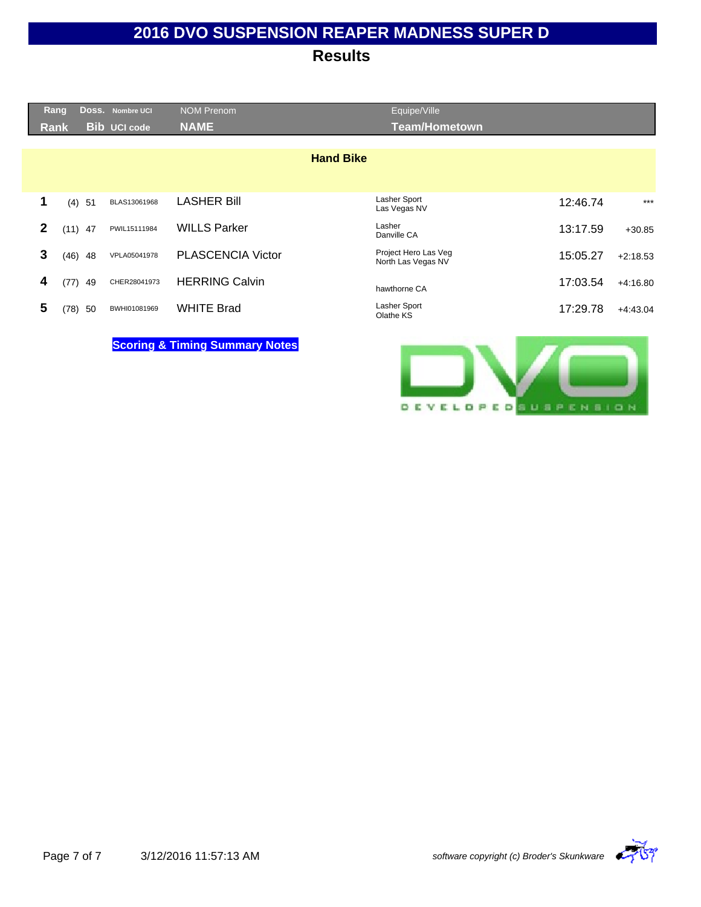# 2016 DVO SUSPENSION REAPER MADNESS SUPER D

## Results

| Rang<br>Rank | | Doss.<br>Bib | Nombre UCI<br>UCI code | NOM Prenom<br>NAME | Equipe/Ville<br>Team/Hometown | | |
|---|---|---|---|---|---|---|---|
| **Hand Bike** | | | | | | | |
| 1 | (4) | 51 | BLAS13061968 | LASHER Bill | Lasher Sport<br>Las Vegas NV | 12:46.74 | *** |
| 2 | (11) | 47 | PWIL15111984 | WILLS Parker | Lasher<br>Danville CA | 13:17.59 | +30.85 |
| 3 | (46) | 48 | VPLA05041978 | PLASCENCIA Victor | Project Hero Las Veg<br>North Las Vegas NV | 15:05.27 | +2:18.53 |
| 4 | (77) | 49 | CHER28041973 | HERRING Calvin | hawthorne CA | 17:03.54 | +4:16.80 |
| 5 | (78) | 50 | BWHI01081969 | WHITE Brad | Lasher Sport<br>Olathe KS | 17:29.78 | +4:43.04 |

**Scoring & Timing Summary Notes**

3/12/2016 11:57:13 AM

*software copyright (c) Broder's Skunkware*